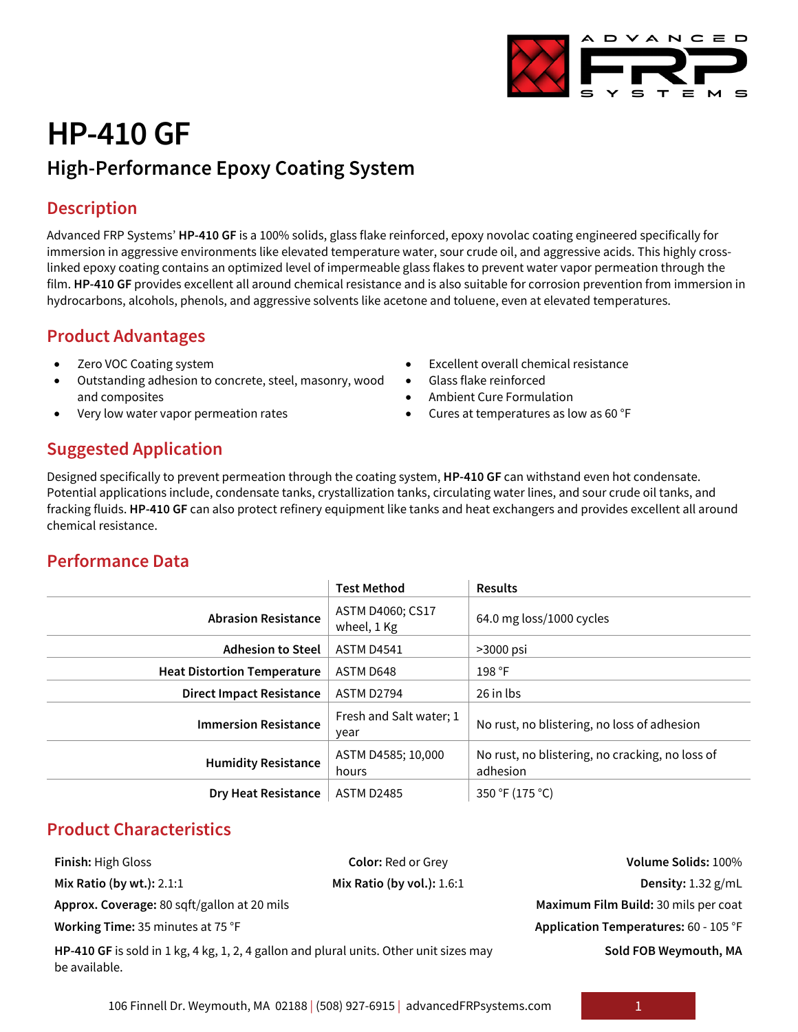# HP-410 GF

## High-Performance Epoxy Coating System

## Description

Advanced FRP Systems' **HP-410 GF** is a 100% solids, glass flake reinforced, epoxy novolac coating engineered specifically for immersion in aggressive environments like elevated temperature water, sour crude oil, and aggressive acids. This highly cross-linked epoxy coating contains an optimized level of impermeable glass flakes to prevent water vapor permeation through the film. **HP-410 GF** provides excellent all around chemical resistance and is also suitable for corrosion prevention from immersion in hydrocarbons, alcohols, phenols, and aggressive solvents like acetone and toluene, even at elevated temperatures.

## Product Advantages

- Zero VOC Coating system
- Outstanding adhesion to concrete, steel, masonry, wood and composites
- Very low water vapor permeation rates
- Excellent overall chemical resistance
- Glass flake reinforced
- Ambient Cure Formulation
- Cures at temperatures as low as 60 °F

## Suggested Application

Designed specifically to prevent permeation through the coating system, **HP-410 GF** can withstand even hot condensate. Potential applications include, condensate tanks, crystallization tanks, circulating water lines, and sour crude oil tanks, and fracking fluids. **HP-410 GF** can also protect refinery equipment like tanks and heat exchangers and provides excellent all around chemical resistance.

## Performance Data

| | Test Method | Results |
|---|---|---|
| **Abrasion Resistance** | ASTM D4060; CS17 wheel, 1 Kg | 64.0 mg loss/1000 cycles |
| **Adhesion to Steel** | ASTM D4541 | >3000 psi |
| **Heat Distortion Temperature** | ASTM D648 | 198 °F |
| **Direct Impact Resistance** | ASTM D2794 | 26 in lbs |
| **Immersion Resistance** | Fresh and Salt water; 1 year | No rust, no blistering, no loss of adhesion |
| **Humidity Resistance** | ASTM D4585; 10,000 hours | No rust, no blistering, no cracking, no loss of adhesion |
| **Dry Heat Resistance** | ASTM D2485 | 350 °F (175 °C) |

## Product Characteristics

**Finish:** High Gloss

**Color:** Red or Grey

**Volume Solids:** 100%

**Mix Ratio (by wt.):** 2.1:1

**Mix Ratio (by vol.):** 1.6:1

**Density:** 1.32 g/mL

**Approx. Coverage:** 80 sqft/gallon at 20 mils

**Maximum Film Build:** 30 mils per coat

**Working Time:** 35 minutes at 75 °F

**Application Temperatures:** 60 - 105 °F

**HP-410 GF** is sold in 1 kg, 4 kg, 1, 2, 4 gallon and plural units. Other unit sizes may be available.

**Sold FOB Weymouth, MA**

106 Finnell Dr. Weymouth, MA 02188 | (508) 927-6915 | advancedFRPsystems.com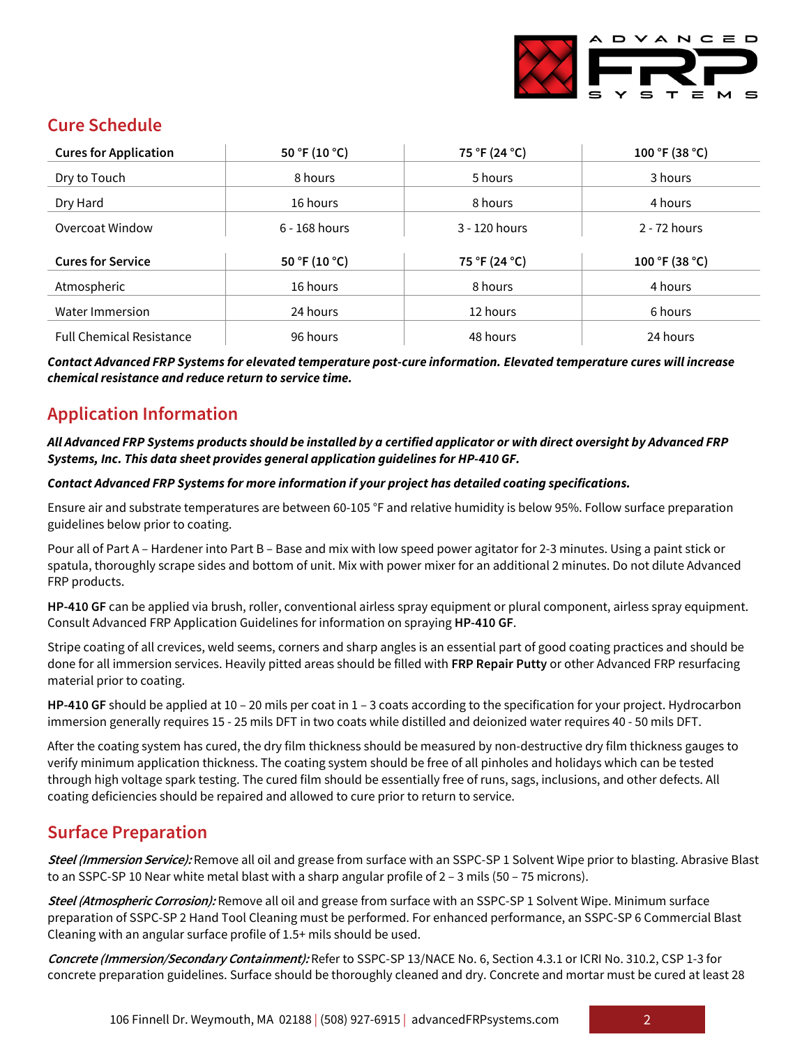## Cure Schedule

| Cures for Application | 50 °F (10 °C) | 75 °F (24 °C) | 100 °F (38 °C) |
|---|---|---|---|
| Dry to Touch | 8 hours | 5 hours | 3 hours |
| Dry Hard | 16 hours | 8 hours | 4 hours |
| Overcoat Window | 6 - 168 hours | 3 - 120 hours | 2 - 72 hours |
| **Cures for Service** | **50 °F (10 °C)** | **75 °F (24 °C)** | **100 °F (38 °C)** |
| Atmospheric | 16 hours | 8 hours | 4 hours |
| Water Immersion | 24 hours | 12 hours | 6 hours |
| Full Chemical Resistance | 96 hours | 48 hours | 24 hours |

***Contact Advanced FRP Systems for elevated temperature post-cure information. Elevated temperature cures will increase chemical resistance and reduce return to service time.***

## Application Information

***All Advanced FRP Systems products should be installed by a certified applicator or with direct oversight by Advanced FRP Systems, Inc. This data sheet provides general application guidelines for HP-410 GF.***

***Contact Advanced FRP Systems for more information if your project has detailed coating specifications.***

Ensure air and substrate temperatures are between 60-105 °F and relative humidity is below 95%. Follow surface preparation guidelines below prior to coating.

Pour all of Part A – Hardener into Part B – Base and mix with low speed power agitator for 2-3 minutes. Using a paint stick or spatula, thoroughly scrape sides and bottom of unit. Mix with power mixer for an additional 2 minutes. Do not dilute Advanced FRP products.

**HP-410 GF** can be applied via brush, roller, conventional airless spray equipment or plural component, airless spray equipment. Consult Advanced FRP Application Guidelines for information on spraying **HP-410 GF**.

Stripe coating of all crevices, weld seems, corners and sharp angles is an essential part of good coating practices and should be done for all immersion services. Heavily pitted areas should be filled with **FRP Repair Putty** or other Advanced FRP resurfacing material prior to coating.

**HP-410 GF** should be applied at 10 – 20 mils per coat in 1 – 3 coats according to the specification for your project. Hydrocarbon immersion generally requires 15 - 25 mils DFT in two coats while distilled and deionized water requires 40 - 50 mils DFT.

After the coating system has cured, the dry film thickness should be measured by non-destructive dry film thickness gauges to verify minimum application thickness. The coating system should be free of all pinholes and holidays which can be tested through high voltage spark testing. The cured film should be essentially free of runs, sags, inclusions, and other defects. All coating deficiencies should be repaired and allowed to cure prior to return to service.

## Surface Preparation

***Steel (Immersion Service):*** Remove all oil and grease from surface with an SSPC-SP 1 Solvent Wipe prior to blasting. Abrasive Blast to an SSPC-SP 10 Near white metal blast with a sharp angular profile of 2 – 3 mils (50 – 75 microns).

***Steel (Atmospheric Corrosion):*** Remove all oil and grease from surface with an SSPC-SP 1 Solvent Wipe. Minimum surface preparation of SSPC-SP 2 Hand Tool Cleaning must be performed. For enhanced performance, an SSPC-SP 6 Commercial Blast Cleaning with an angular surface profile of 1.5+ mils should be used.

***Concrete (Immersion/Secondary Containment):*** Refer to SSPC-SP 13/NACE No. 6, Section 4.3.1 or ICRI No. 310.2, CSP 1-3 for concrete preparation guidelines. Surface should be thoroughly cleaned and dry. Concrete and mortar must be cured at least 28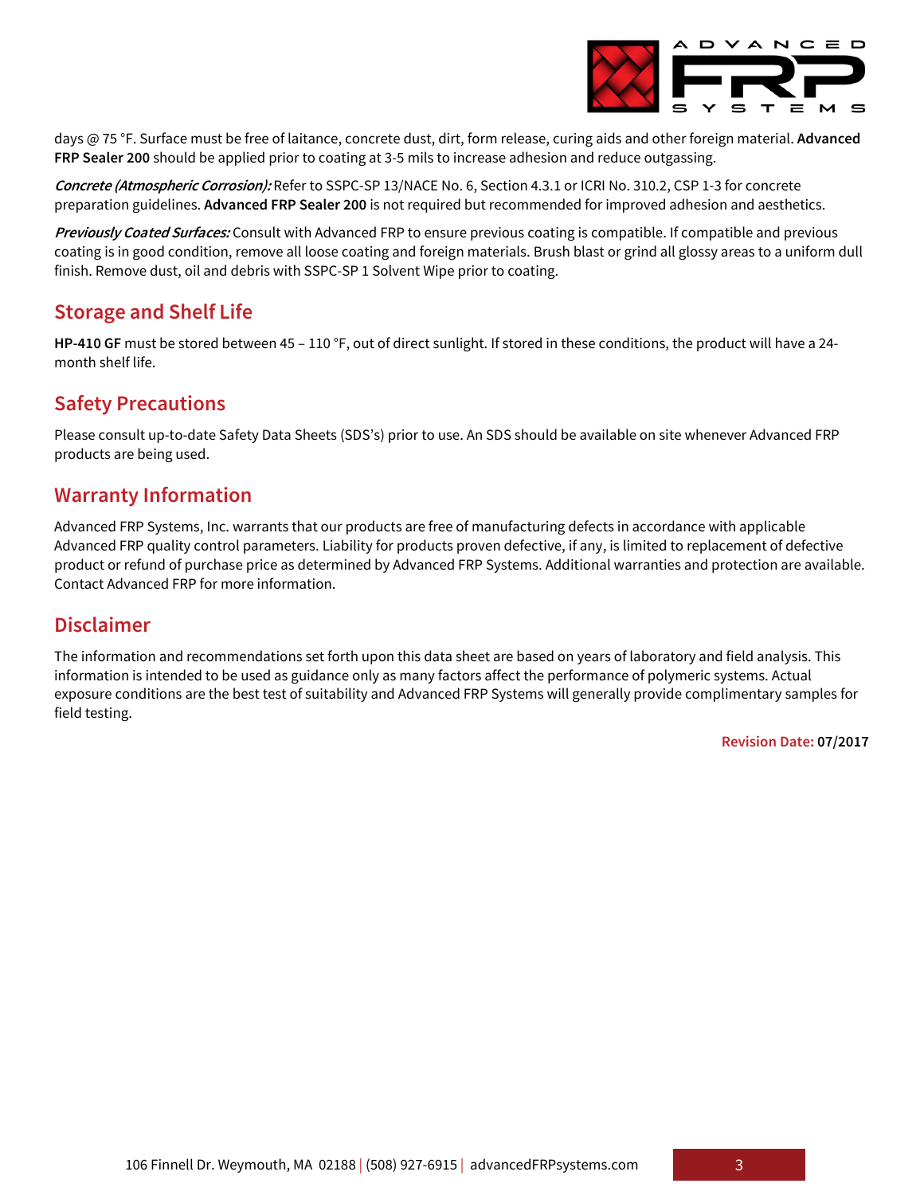days @ 75 °F. Surface must be free of laitance, concrete dust, dirt, form release, curing aids and other foreign material. **Advanced FRP Sealer 200** should be applied prior to coating at 3-5 mils to increase adhesion and reduce outgassing.

***Concrete (Atmospheric Corrosion):*** Refer to SSPC-SP 13/NACE No. 6, Section 4.3.1 or ICRI No. 310.2, CSP 1-3 for concrete preparation guidelines. **Advanced FRP Sealer 200** is not required but recommended for improved adhesion and aesthetics.

***Previously Coated Surfaces:*** Consult with Advanced FRP to ensure previous coating is compatible. If compatible and previous coating is in good condition, remove all loose coating and foreign materials. Brush blast or grind all glossy areas to a uniform dull finish. Remove dust, oil and debris with SSPC-SP 1 Solvent Wipe prior to coating.

## Storage and Shelf Life

**HP-410 GF** must be stored between 45 – 110 °F, out of direct sunlight. If stored in these conditions, the product will have a 24-month shelf life.

## Safety Precautions

Please consult up-to-date Safety Data Sheets (SDS's) prior to use. An SDS should be available on site whenever Advanced FRP products are being used.

## Warranty Information

Advanced FRP Systems, Inc. warrants that our products are free of manufacturing defects in accordance with applicable Advanced FRP quality control parameters. Liability for products proven defective, if any, is limited to replacement of defective product or refund of purchase price as determined by Advanced FRP Systems. Additional warranties and protection are available. Contact Advanced FRP for more information.

## Disclaimer

The information and recommendations set forth upon this data sheet are based on years of laboratory and field analysis. This information is intended to be used as guidance only as many factors affect the performance of polymeric systems. Actual exposure conditions are the best test of suitability and Advanced FRP Systems will generally provide complimentary samples for field testing.

**Revision Date: 07/2017**

106 Finnell Dr. Weymouth, MA 02188 | (508) 927-6915 | advancedFRPsystems.com